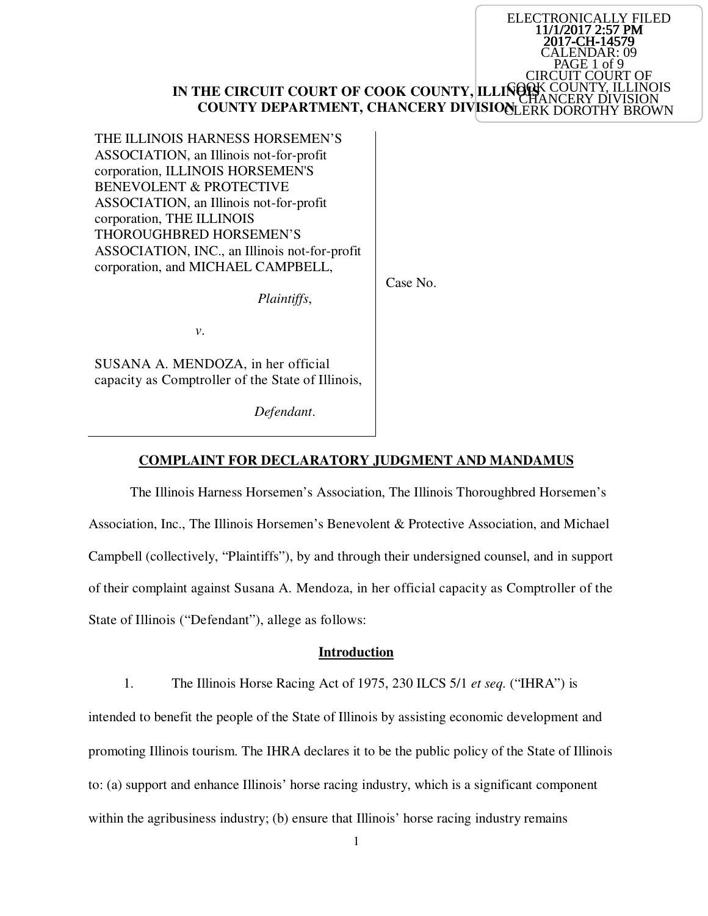ELECTRONICALLY FILED
11/1/2017 2:57 PM
2017-CH-14579
CALENDAR: 09
PAGE 1 of 9
CIRCUIT COURT OF
COOK COUNTY, ILLINOIS
CHANCERY DIVISION
CLERK DOROTHY BROWN

**IN THE CIRCUIT COURT OF COOK COUNTY, ILLINOIS**
**COUNTY DEPARTMENT, CHANCERY DIVISION**

THE ILLINOIS HARNESS HORSEMEN'S ASSOCIATION, an Illinois not-for-profit corporation, ILLINOIS HORSEMEN'S BENEVOLENT & PROTECTIVE ASSOCIATION, an Illinois not-for-profit corporation, THE ILLINOIS THOROUGHBRED HORSEMEN'S ASSOCIATION, INC., an Illinois not-for-profit corporation, and MICHAEL CAMPBELL,

*Plaintiffs*,

*v*.

SUSANA A. MENDOZA, in her official capacity as Comptroller of the State of Illinois,

*Defendant*.

Case No.

**COMPLAINT FOR DECLARATORY JUDGMENT AND MANDAMUS**

The Illinois Harness Horsemen's Association, The Illinois Thoroughbred Horsemen's Association, Inc., The Illinois Horsemen's Benevolent & Protective Association, and Michael Campbell (collectively, "Plaintiffs"), by and through their undersigned counsel, and in support of their complaint against Susana A. Mendoza, in her official capacity as Comptroller of the State of Illinois ("Defendant"), allege as follows:

**Introduction**

1. The Illinois Horse Racing Act of 1975, 230 ILCS 5/1 *et seq.* ("IHRA") is intended to benefit the people of the State of Illinois by assisting economic development and promoting Illinois tourism. The IHRA declares it to be the public policy of the State of Illinois to: (a) support and enhance Illinois' horse racing industry, which is a significant component within the agribusiness industry; (b) ensure that Illinois' horse racing industry remains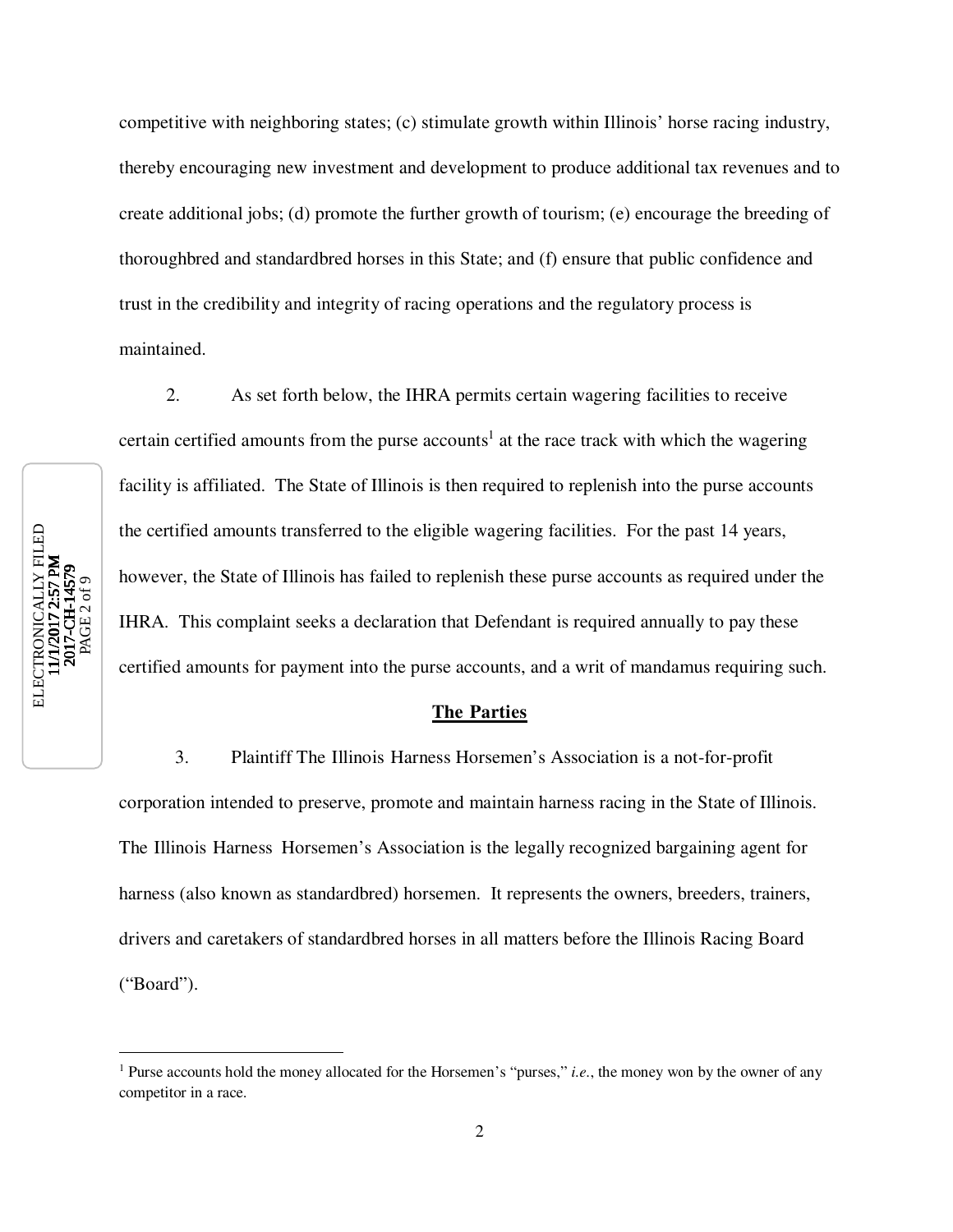competitive with neighboring states; (c) stimulate growth within Illinois' horse racing industry, thereby encouraging new investment and development to produce additional tax revenues and to create additional jobs; (d) promote the further growth of tourism; (e) encourage the breeding of thoroughbred and standardbred horses in this State; and (f) ensure that public confidence and trust in the credibility and integrity of racing operations and the regulatory process is maintained.

2. As set forth below, the IHRA permits certain wagering facilities to receive certain certified amounts from the purse accounts[1] at the race track with which the wagering facility is affiliated. The State of Illinois is then required to replenish into the purse accounts the certified amounts transferred to the eligible wagering facilities. For the past 14 years, however, the State of Illinois has failed to replenish these purse accounts as required under the IHRA. This complaint seeks a declaration that Defendant is required annually to pay these certified amounts for payment into the purse accounts, and a writ of mandamus requiring such.

**The Parties**

3. Plaintiff The Illinois Harness Horsemen's Association is a not-for-profit corporation intended to preserve, promote and maintain harness racing in the State of Illinois. The Illinois Harness Horsemen's Association is the legally recognized bargaining agent for harness (also known as standardbred) horsemen. It represents the owners, breeders, trainers, drivers and caretakers of standardbred horses in all matters before the Illinois Racing Board ("Board").

---

[1] Purse accounts hold the money allocated for the Horsemen's "purses," *i.e.*, the money won by the owner of any competitor in a race.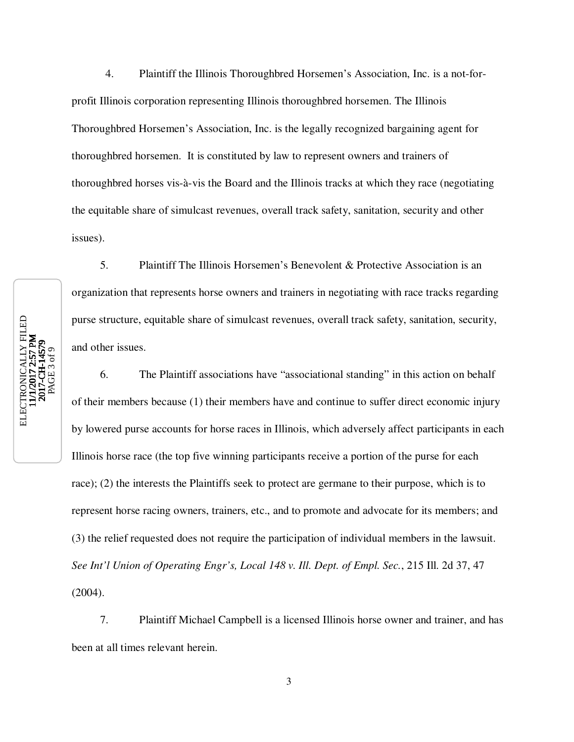4. Plaintiff the Illinois Thoroughbred Horsemen's Association, Inc. is a not-for-profit Illinois corporation representing Illinois thoroughbred horsemen. The Illinois Thoroughbred Horsemen's Association, Inc. is the legally recognized bargaining agent for thoroughbred horsemen. It is constituted by law to represent owners and trainers of thoroughbred horses vis-à-vis the Board and the Illinois tracks at which they race (negotiating the equitable share of simulcast revenues, overall track safety, sanitation, security and other issues).

5. Plaintiff The Illinois Horsemen's Benevolent & Protective Association is an organization that represents horse owners and trainers in negotiating with race tracks regarding purse structure, equitable share of simulcast revenues, overall track safety, sanitation, security, and other issues.

6. The Plaintiff associations have "associational standing" in this action on behalf of their members because (1) their members have and continue to suffer direct economic injury by lowered purse accounts for horse races in Illinois, which adversely affect participants in each Illinois horse race (the top five winning participants receive a portion of the purse for each race); (2) the interests the Plaintiffs seek to protect are germane to their purpose, which is to represent horse racing owners, trainers, etc., and to promote and advocate for its members; and (3) the relief requested does not require the participation of individual members in the lawsuit. *See Int'l Union of Operating Engr's, Local 148 v. Ill. Dept. of Empl. Sec.*, 215 Ill. 2d 37, 47 (2004).

7. Plaintiff Michael Campbell is a licensed Illinois horse owner and trainer, and has been at all times relevant herein.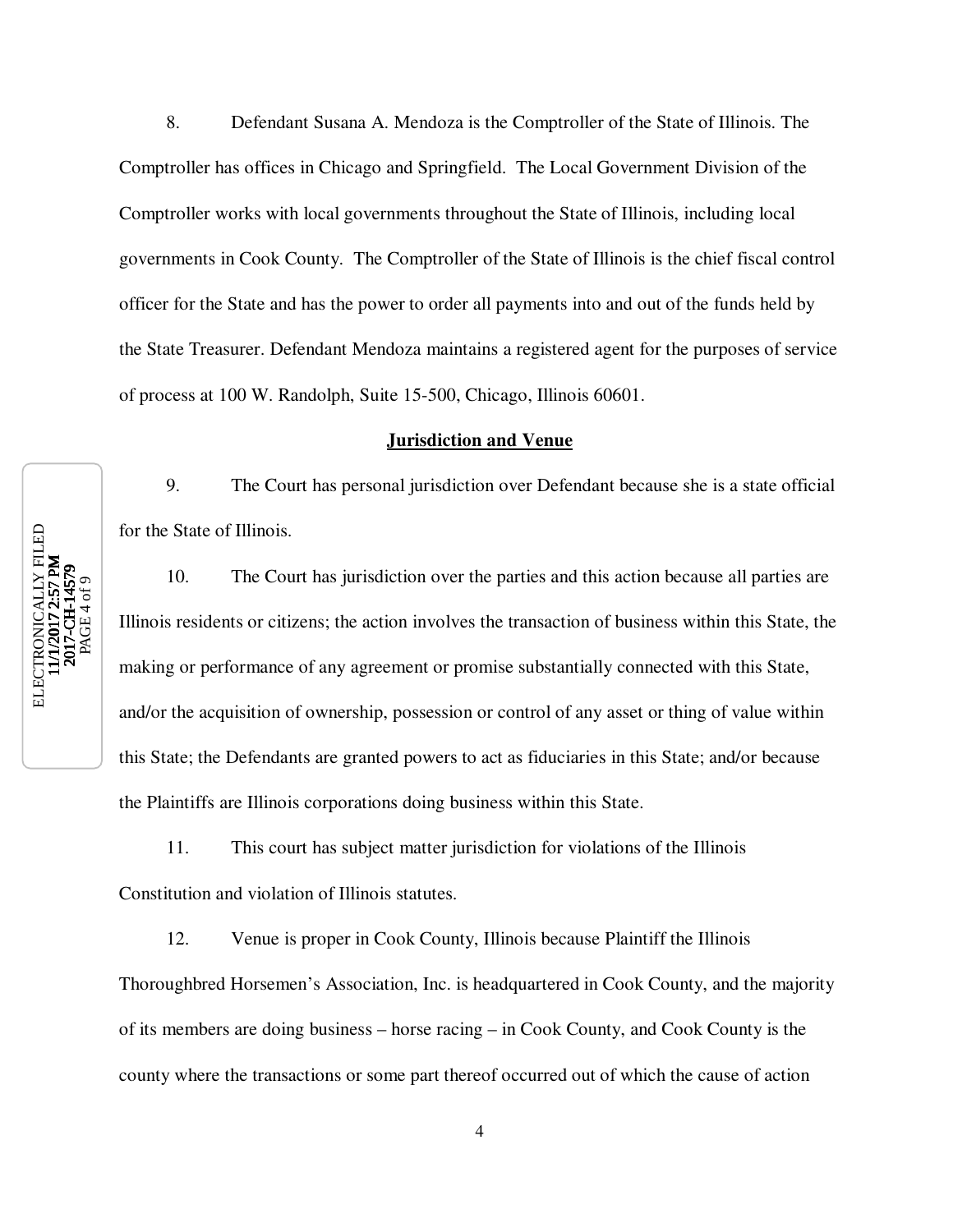8. Defendant Susana A. Mendoza is the Comptroller of the State of Illinois. The Comptroller has offices in Chicago and Springfield. The Local Government Division of the Comptroller works with local governments throughout the State of Illinois, including local governments in Cook County. The Comptroller of the State of Illinois is the chief fiscal control officer for the State and has the power to order all payments into and out of the funds held by the State Treasurer. Defendant Mendoza maintains a registered agent for the purposes of service of process at 100 W. Randolph, Suite 15-500, Chicago, Illinois 60601.

## Jurisdiction and Venue

9. The Court has personal jurisdiction over Defendant because she is a state official for the State of Illinois.

10. The Court has jurisdiction over the parties and this action because all parties are Illinois residents or citizens; the action involves the transaction of business within this State, the making or performance of any agreement or promise substantially connected with this State, and/or the acquisition of ownership, possession or control of any asset or thing of value within this State; the Defendants are granted powers to act as fiduciaries in this State; and/or because the Plaintiffs are Illinois corporations doing business within this State.

11. This court has subject matter jurisdiction for violations of the Illinois Constitution and violation of Illinois statutes.

12. Venue is proper in Cook County, Illinois because Plaintiff the Illinois Thoroughbred Horsemen's Association, Inc. is headquartered in Cook County, and the majority of its members are doing business – horse racing – in Cook County, and Cook County is the county where the transactions or some part thereof occurred out of which the cause of action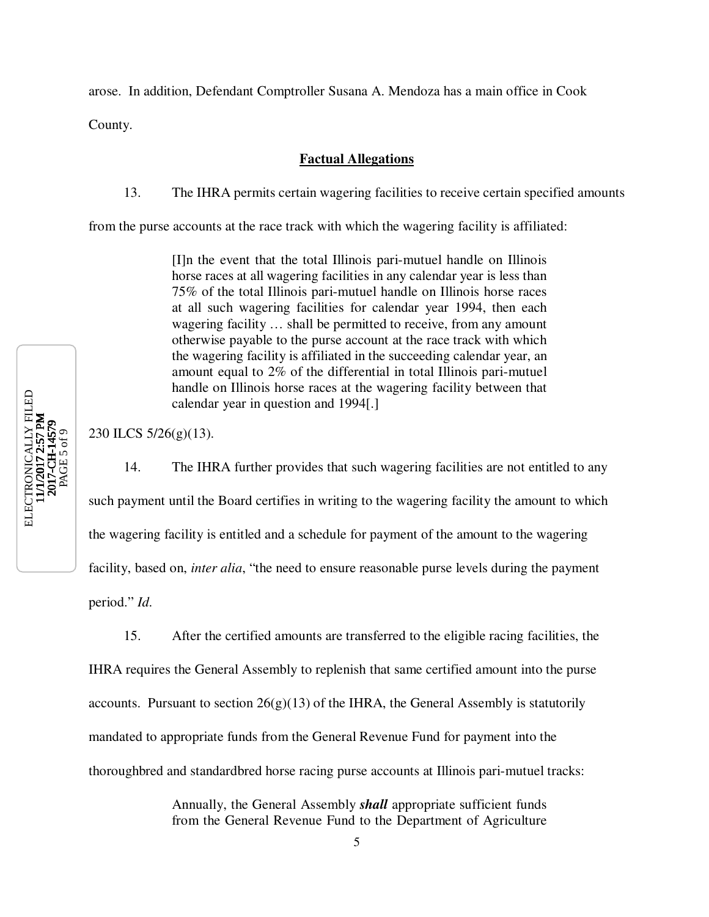arose. In addition, Defendant Comptroller Susana A. Mendoza has a main office in Cook County.

## **Factual Allegations**

13. The IHRA permits certain wagering facilities to receive certain specified amounts from the purse accounts at the race track with which the wagering facility is affiliated:

> [I]n the event that the total Illinois pari-mutuel handle on Illinois horse races at all wagering facilities in any calendar year is less than 75% of the total Illinois pari-mutuel handle on Illinois horse races at all such wagering facilities for calendar year 1994, then each wagering facility … shall be permitted to receive, from any amount otherwise payable to the purse account at the race track with which the wagering facility is affiliated in the succeeding calendar year, an amount equal to 2% of the differential in total Illinois pari-mutuel handle on Illinois horse races at the wagering facility between that calendar year in question and 1994[.]

230 ILCS 5/26(g)(13).

14. The IHRA further provides that such wagering facilities are not entitled to any such payment until the Board certifies in writing to the wagering facility the amount to which the wagering facility is entitled and a schedule for payment of the amount to the wagering facility, based on, *inter alia*, "the need to ensure reasonable purse levels during the payment period." *Id.*

15. After the certified amounts are transferred to the eligible racing facilities, the IHRA requires the General Assembly to replenish that same certified amount into the purse accounts. Pursuant to section 26(g)(13) of the IHRA, the General Assembly is statutorily mandated to appropriate funds from the General Revenue Fund for payment into the thoroughbred and standardbred horse racing purse accounts at Illinois pari-mutuel tracks:

> Annually, the General Assembly ***shall*** appropriate sufficient funds from the General Revenue Fund to the Department of Agriculture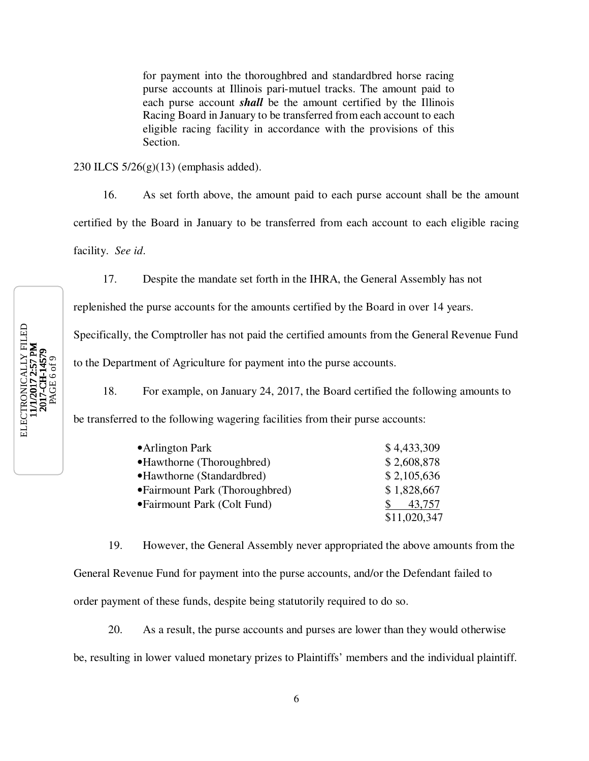> for payment into the thoroughbred and standardbred horse racing purse accounts at Illinois pari-mutuel tracks. The amount paid to each purse account ***shall*** be the amount certified by the Illinois Racing Board in January to be transferred from each account to each eligible racing facility in accordance with the provisions of this Section.

230 ILCS 5/26(g)(13) (emphasis added).

16. As set forth above, the amount paid to each purse account shall be the amount certified by the Board in January to be transferred from each account to each eligible racing facility. *See id*.

17. Despite the mandate set forth in the IHRA, the General Assembly has not replenished the purse accounts for the amounts certified by the Board in over 14 years. Specifically, the Comptroller has not paid the certified amounts from the General Revenue Fund to the Department of Agriculture for payment into the purse accounts.

18. For example, on January 24, 2017, the Board certified the following amounts to be transferred to the following wagering facilities from their purse accounts:

| | |
|---|---|
| •Arlington Park | $ 4,433,309 |
| •Hawthorne (Thoroughbred) | $ 2,608,878 |
| •Hawthorne (Standardbred) | $ 2,105,636 |
| •Fairmount Park (Thoroughbred) | $ 1,828,667 |
| •Fairmount Park (Colt Fund) | $ 43,757 |
| | $11,020,347 |

19. However, the General Assembly never appropriated the above amounts from the General Revenue Fund for payment into the purse accounts, and/or the Defendant failed to order payment of these funds, despite being statutorily required to do so.

20. As a result, the purse accounts and purses are lower than they would otherwise be, resulting in lower valued monetary prizes to Plaintiffs' members and the individual plaintiff.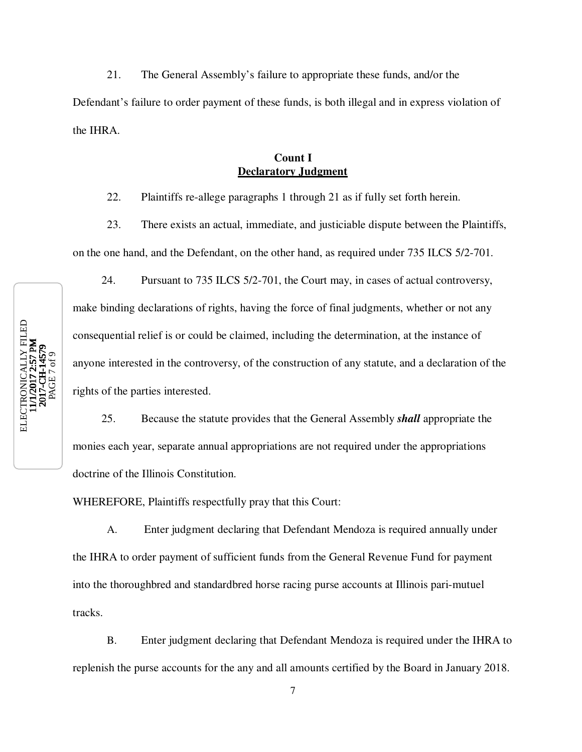21. The General Assembly's failure to appropriate these funds, and/or the Defendant's failure to order payment of these funds, is both illegal and in express violation of the IHRA.

**Count I**
**Declaratory Judgment**

22. Plaintiffs re-allege paragraphs 1 through 21 as if fully set forth herein.

23. There exists an actual, immediate, and justiciable dispute between the Plaintiffs, on the one hand, and the Defendant, on the other hand, as required under 735 ILCS 5/2-701.

24. Pursuant to 735 ILCS 5/2-701, the Court may, in cases of actual controversy, make binding declarations of rights, having the force of final judgments, whether or not any consequential relief is or could be claimed, including the determination, at the instance of anyone interested in the controversy, of the construction of any statute, and a declaration of the rights of the parties interested.

25. Because the statute provides that the General Assembly ***shall*** appropriate the monies each year, separate annual appropriations are not required under the appropriations doctrine of the Illinois Constitution.

WHEREFORE, Plaintiffs respectfully pray that this Court:

A. Enter judgment declaring that Defendant Mendoza is required annually under the IHRA to order payment of sufficient funds from the General Revenue Fund for payment into the thoroughbred and standardbred horse racing purse accounts at Illinois pari-mutuel tracks.

B. Enter judgment declaring that Defendant Mendoza is required under the IHRA to replenish the purse accounts for the any and all amounts certified by the Board in January 2018.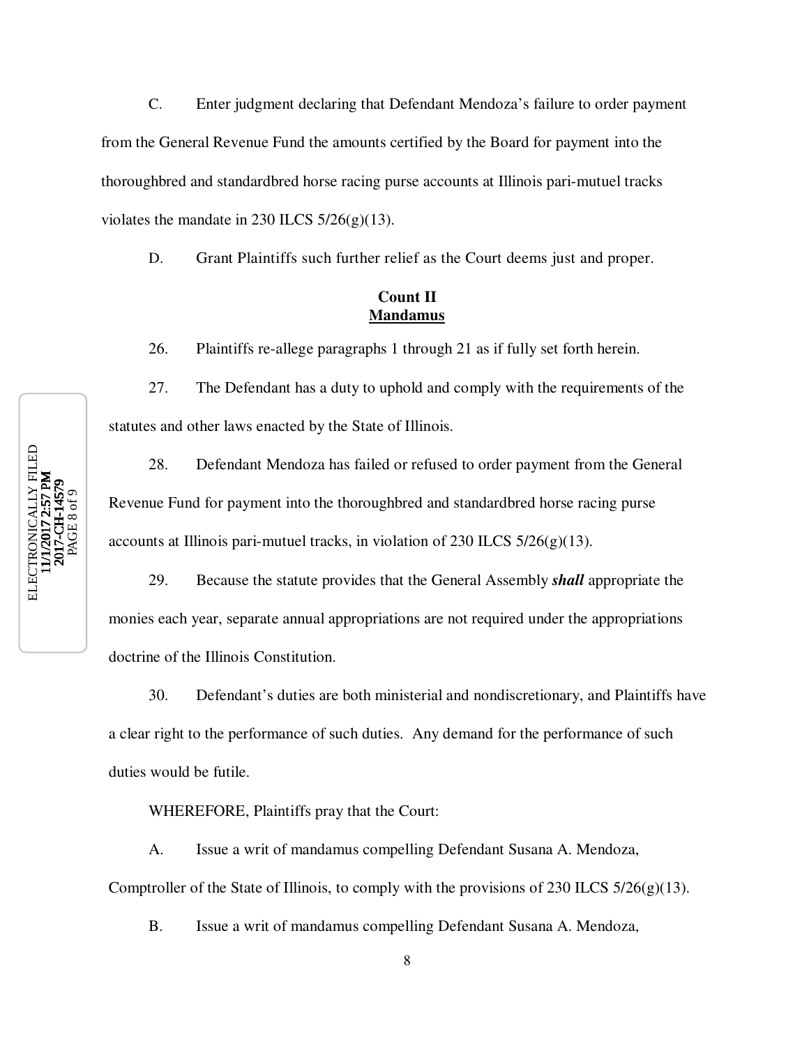C. Enter judgment declaring that Defendant Mendoza's failure to order payment from the General Revenue Fund the amounts certified by the Board for payment into the thoroughbred and standardbred horse racing purse accounts at Illinois pari-mutuel tracks violates the mandate in 230 ILCS 5/26(g)(13).

D. Grant Plaintiffs such further relief as the Court deems just and proper.

**Count II**
**<u>Mandamus</u>**

26. Plaintiffs re-allege paragraphs 1 through 21 as if fully set forth herein.

27. The Defendant has a duty to uphold and comply with the requirements of the statutes and other laws enacted by the State of Illinois.

28. Defendant Mendoza has failed or refused to order payment from the General Revenue Fund for payment into the thoroughbred and standardbred horse racing purse accounts at Illinois pari-mutuel tracks, in violation of 230 ILCS 5/26(g)(13).

29. Because the statute provides that the General Assembly ***shall*** appropriate the monies each year, separate annual appropriations are not required under the appropriations doctrine of the Illinois Constitution.

30. Defendant's duties are both ministerial and nondiscretionary, and Plaintiffs have a clear right to the performance of such duties. Any demand for the performance of such duties would be futile.

WHEREFORE, Plaintiffs pray that the Court:

A. Issue a writ of mandamus compelling Defendant Susana A. Mendoza, Comptroller of the State of Illinois, to comply with the provisions of 230 ILCS 5/26(g)(13).

B. Issue a writ of mandamus compelling Defendant Susana A. Mendoza,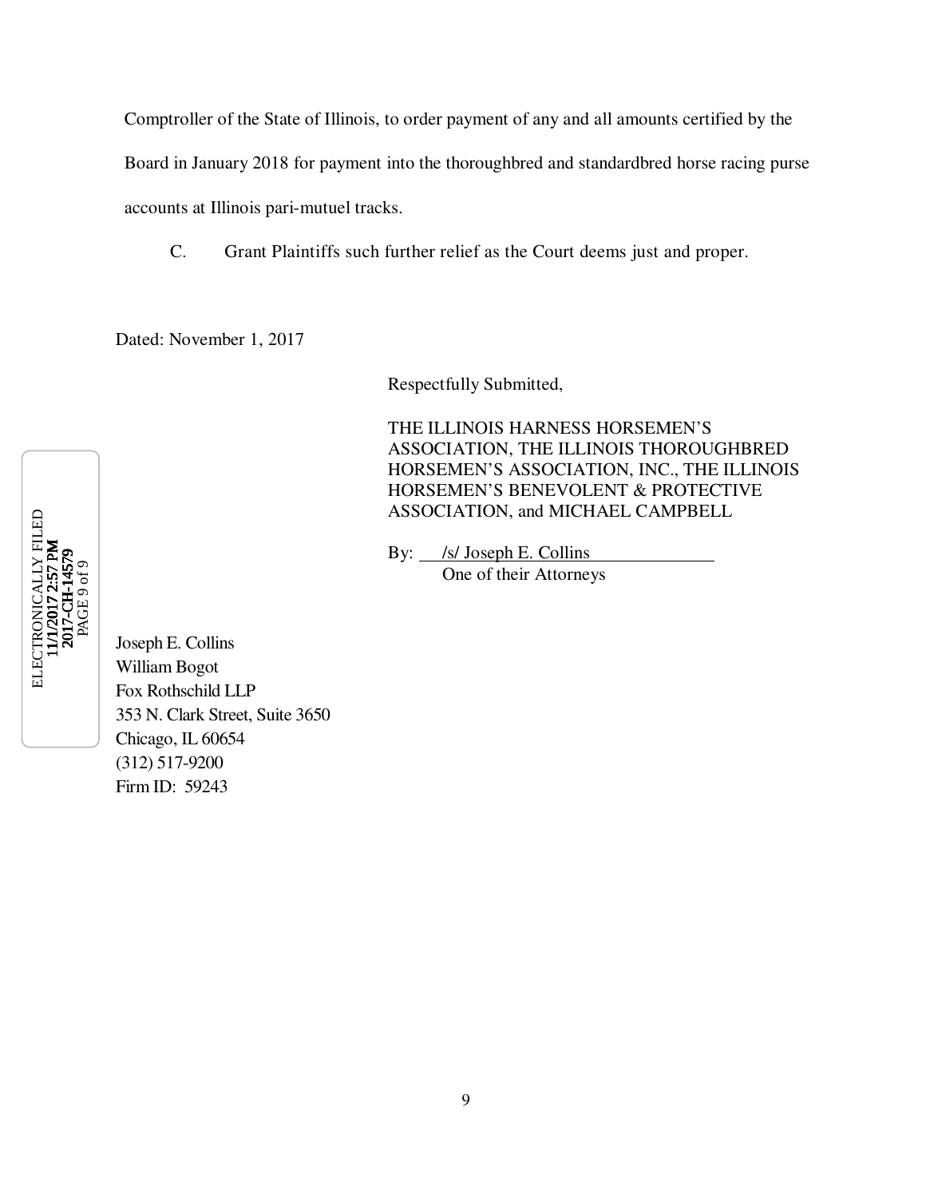Comptroller of the State of Illinois, to order payment of any and all amounts certified by the Board in January 2018 for payment into the thoroughbred and standardbred horse racing purse accounts at Illinois pari-mutuel tracks.

C. Grant Plaintiffs such further relief as the Court deems just and proper.

Dated: November 1, 2017

Respectfully Submitted,

THE ILLINOIS HARNESS HORSEMEN'S ASSOCIATION, THE ILLINOIS THOROUGHBRED HORSEMEN'S ASSOCIATION, INC., THE ILLINOIS HORSEMEN'S BENEVOLENT & PROTECTIVE ASSOCIATION, and MICHAEL CAMPBELL

By: /s/ Joseph E. Collins
One of their Attorneys

ELECTRONICALLY FILED
**11/1/2017 2:57 PM**
**2017-CH-14579**

Joseph E. Collins
William Bogot
Fox Rothschild LLP
353 N. Clark Street, Suite 3650
Chicago, IL 60654
(312) 517-9200
Firm ID: 59243